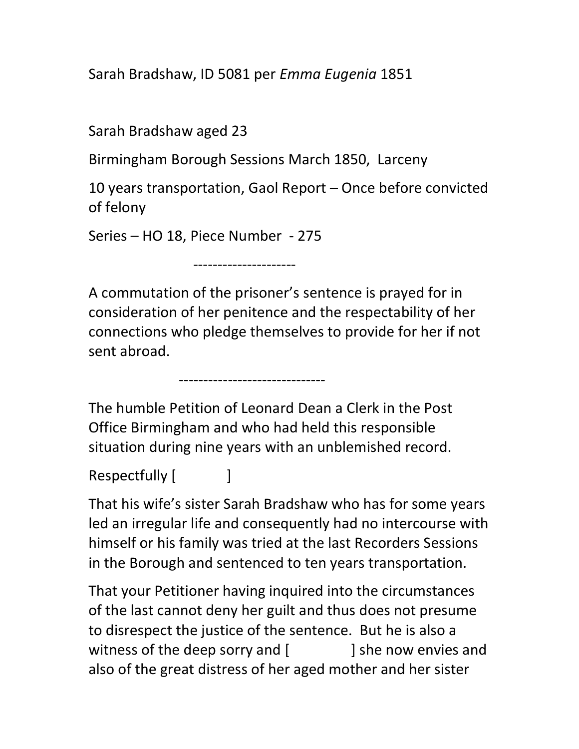Sarah Bradshaw, ID 5081 per *Emma Eugenia* 1851

Sarah Bradshaw aged 23

Birmingham Borough Sessions March 1850, Larceny

10 years transportation, Gaol Report – Once before convicted of felony

Series – HO 18, Piece Number - 275

---------------------

A commutation of the prisoner's sentence is prayed for in consideration of her penitence and the respectability of her connections who pledge themselves to provide for her if not sent abroad.

------------------------------

The humble Petition of Leonard Dean a Clerk in the Post Office Birmingham and who had held this responsible situation during nine years with an unblemished record.

Respectfully [ ]

That his wife's sister Sarah Bradshaw who has for some years led an irregular life and consequently had no intercourse with himself or his family was tried at the last Recorders Sessions in the Borough and sentenced to ten years transportation.

That your Petitioner having inquired into the circumstances of the last cannot deny her guilt and thus does not presume to disrespect the justice of the sentence. But he is also a witness of the deep sorry and [ ] she now envies and also of the great distress of her aged mother and her sister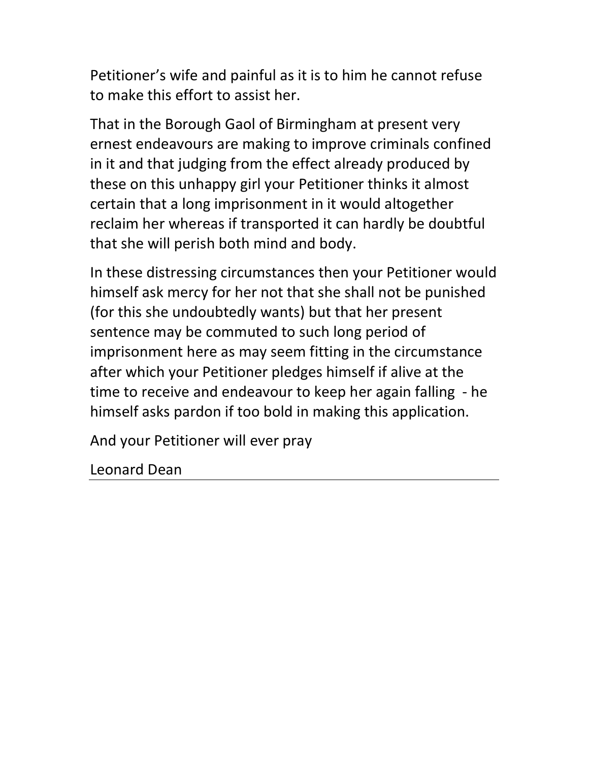Petitioner's wife and painful as it is to him he cannot refuse to make this effort to assist her.

That in the Borough Gaol of Birmingham at present very ernest endeavours are making to improve criminals confined in it and that judging from the effect already produced by these on this unhappy girl your Petitioner thinks it almost certain that a long imprisonment in it would altogether reclaim her whereas if transported it can hardly be doubtful that she will perish both mind and body.

In these distressing circumstances then your Petitioner would himself ask mercy for her not that she shall not be punished (for this she undoubtedly wants) but that her present sentence may be commuted to such long period of imprisonment here as may seem fitting in the circumstance after which your Petitioner pledges himself if alive at the time to receive and endeavour to keep her again falling - he himself asks pardon if too bold in making this application.

And your Petitioner will ever pray

Leonard Dean